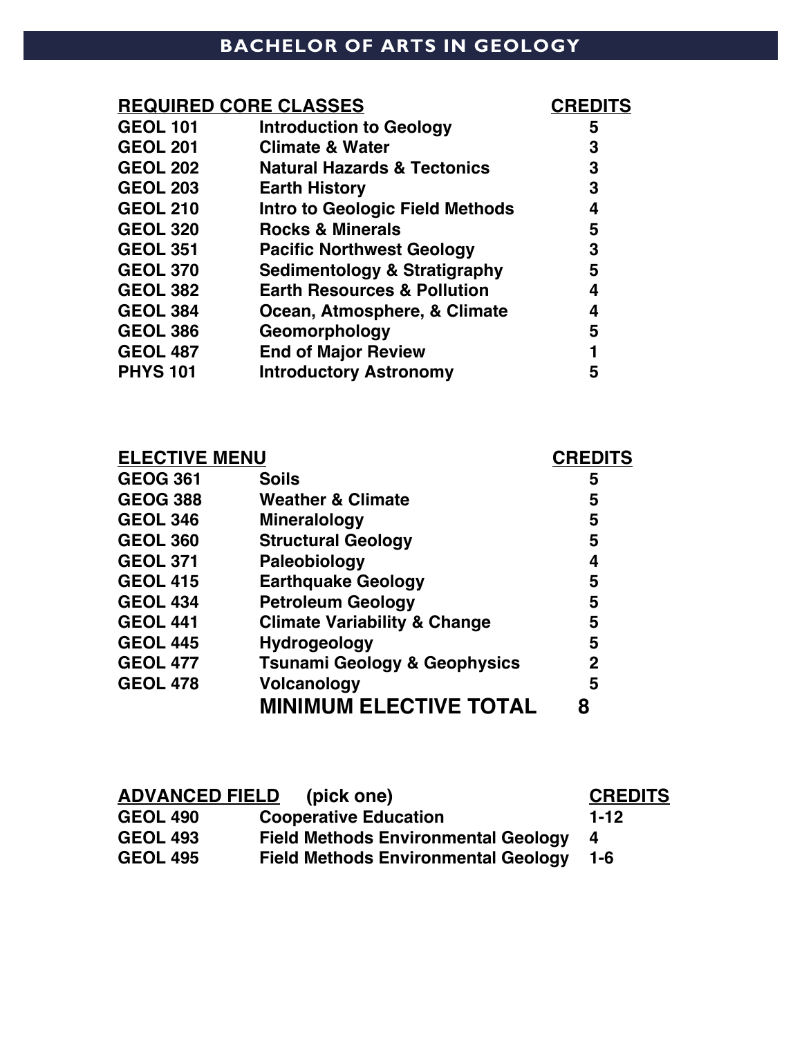# BACHELOR OF ARTS IN GEOLOGY

| REQUIRED CORE CLASSES | | CREDITS |
|---|---|---|
| GEOL 101 | Introduction to Geology | 5 |
| GEOL 201 | Climate & Water | 3 |
| GEOL 202 | Natural Hazards & Tectonics | 3 |
| GEOL 203 | Earth History | 3 |
| GEOL 210 | Intro to Geologic Field Methods | 4 |
| GEOL 320 | Rocks & Minerals | 5 |
| GEOL 351 | Pacific Northwest Geology | 3 |
| GEOL 370 | Sedimentology & Stratigraphy | 5 |
| GEOL 382 | Earth Resources & Pollution | 4 |
| GEOL 384 | Ocean, Atmosphere, & Climate | 4 |
| GEOL 386 | Geomorphology | 5 |
| GEOL 487 | End of Major Review | 1 |
| PHYS 101 | Introductory Astronomy | 5 |

| ELECTIVE MENU | | CREDITS |
|---|---|---|
| GEOG 361 | Soils | 5 |
| GEOG 388 | Weather & Climate | 5 |
| GEOL 346 | Mineralogy | 5 |
| GEOL 360 | Structural Geology | 5 |
| GEOL 371 | Paleobiology | 4 |
| GEOL 415 | Earthquake Geology | 5 |
| GEOL 434 | Petroleum Geology | 5 |
| GEOL 441 | Climate Variability & Change | 5 |
| GEOL 445 | Hydrogeology | 5 |
| GEOL 477 | Tsunami Geology & Geophysics | 2 |
| GEOL 478 | Volcanology | 5 |
| | **MINIMUM ELECTIVE TOTAL** | **8** |

| ADVANCED FIELD (pick one) | | CREDITS |
|---|---|---|
| GEOL 490 | Cooperative Education | 1-12 |
| GEOL 493 | Field Methods Environmental Geology | 4 |
| GEOL 495 | Field Methods Environmental Geology | 1-6 |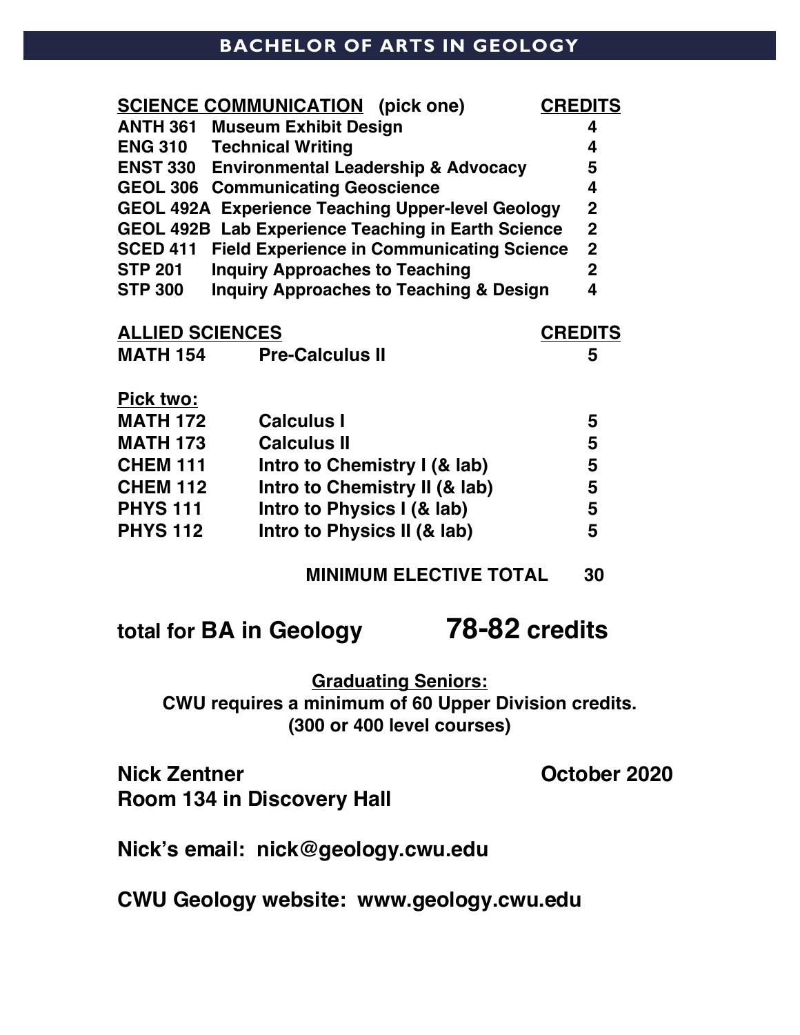## BACHELOR OF ARTS IN GEOLOGY

| SCIENCE COMMUNICATION (pick one) | | CREDITS |
|---|---|---|
| ANTH 361 | Museum Exhibit Design | 4 |
| ENG 310 | Technical Writing | 4 |
| ENST 330 | Environmental Leadership & Advocacy | 5 |
| GEOL 306 | Communicating Geoscience | 4 |
| GEOL 492A | Experience Teaching Upper-level Geology | 2 |
| GEOL 492B | Lab Experience Teaching in Earth Science | 2 |
| SCED 411 | Field Experience in Communicating Science | 2 |
| STP 201 | Inquiry Approaches to Teaching | 2 |
| STP 300 | Inquiry Approaches to Teaching & Design | 4 |

| ALLIED SCIENCES | | CREDITS |
|---|---|---|
| MATH 154 | Pre-Calculus II | 5 |
| **Pick two:** | | |
| MATH 172 | Calculus I | 5 |
| MATH 173 | Calculus II | 5 |
| CHEM 111 | Intro to Chemistry I (& lab) | 5 |
| CHEM 112 | Intro to Chemistry II (& lab) | 5 |
| PHYS 111 | Intro to Physics I (& lab) | 5 |
| PHYS 112 | Intro to Physics II (& lab) | 5 |

**MINIMUM ELECTIVE TOTAL 30**

## total for BA in Geology 78-82 credits

**Graduating Seniors:**
**CWU requires a minimum of 60 Upper Division credits.**
**(300 or 400 level courses)**

**Nick Zentner** **October 2020**
**Room 134 in Discovery Hall**

**Nick's email: nick@geology.cwu.edu**

**CWU Geology website: www.geology.cwu.edu**